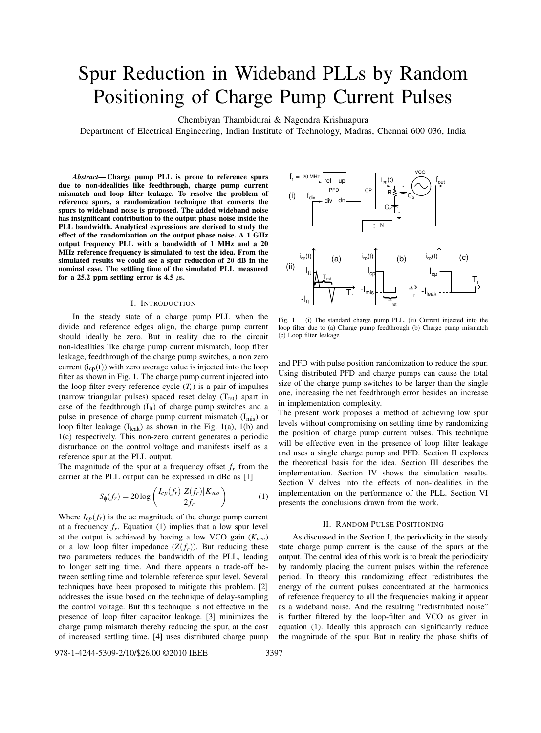# Spur Reduction in Wideband PLLs by Random Positioning of Charge Pump Current Pulses

Chembiyan Thambidurai & Nagendra Krishnapura

Department of Electrical Engineering, Indian Institute of Technology, Madras, Chennai 600 036, India

***Abstract*— Charge pump PLL is prone to reference spurs due to non-idealities like feedthrough, charge pump current mismatch and loop filter leakage. To resolve the problem of reference spurs, a randomization technique that converts the spurs to wideband noise is proposed. The added wideband noise has insignificant contribution to the output phase noise inside the PLL bandwidth. Analytical expressions are derived to study the effect of the randomization on the output phase noise. A 1 GHz output frequency PLL with a bandwidth of 1 MHz and a 20 MHz reference frequency is simulated to test the idea. From the simulated results we could see a spur reduction of 20 dB in the nominal case. The settling time of the simulated PLL measured for a 25.2 ppm settling error is 4.5 $\mu$s.**

## I. Introduction

In the steady state of a charge pump PLL when the divide and reference edges align, the charge pump current should ideally be zero. But in reality due to the circuit non-idealities like charge pump current mismatch, loop filter leakage, feedthrough of the charge pump switches, a non zero current ($i_{cp}(t)$) with zero average value is injected into the loop filter as shown in Fig. 1. The charge pump current injected into the loop filter every reference cycle ($T_r$) is a pair of impulses (narrow triangular pulses) spaced reset delay ($T_{rst}$) apart in case of the feedthrough ($I_{ft}$) of charge pump switches and a pulse in presence of charge pump current mismatch ($I_{mis}$) or loop filter leakage ($I_{leak}$) as shown in the Fig. 1(a), 1(b) and 1(c) respectively. This non-zero current generates a periodic disturbance on the control voltage and manifests itself as a reference spur at the PLL output.

The magnitude of the spur at a frequency offset $f_r$ from the carrier at the PLL output can be expressed in dBc as [1]

$$S_\phi(f_r) = 20\log\left(\frac{I_{cp}(f_r)|Z(f_r)|K_{vco}}{2f_r}\right) \quad (1)$$

Where $I_{cp}(f_r)$ is the ac magnitude of the charge pump current at a frequency $f_r$. Equation (1) implies that a low spur level at the output is achieved by having a low VCO gain ($K_{vco}$) or a low loop filter impedance ($Z(f_r)$). But reducing these two parameters reduces the bandwidth of the PLL, leading to longer settling time. And there appears a trade-off between settling time and tolerable reference spur level. Several techniques have been proposed to mitigate this problem. [2] addresses the issue based on the technique of delay-sampling the control voltage. But this technique is not effective in the presence of loop filter capacitor leakage. [3] minimizes the charge pump mismatch thereby reducing the spur, at the cost of increased settling time. [4] uses distributed charge pump and PFD with pulse position randomization to reduce the spur. Using distributed PFD and charge pumps can cause the total size of the charge pump switches to be larger than the single one, increasing the net feedthrough error besides an increase in implementation complexity.

The present work proposes a method of achieving low spur levels without compromising on settling time by randomizing the position of charge pump current pulses. This technique will be effective even in the presence of loop filter leakage and uses a single charge pump and PFD. Section II explores the theoretical basis for the idea. Section III describes the implementation. Section IV shows the simulation results. Section V delves into the effects of non-idealities in the implementation on the performance of the PLL. Section VI presents the conclusions drawn from the work.

Fig. 1. (i) The standard charge pump PLL. (ii) Current injected into the loop filter due to (a) Charge pump feedthrough (b) Charge pump mismatch (c) Loop filter leakage

## II. Random Pulse Positioning

As discussed in the Section I, the periodicity in the steady state charge pump current is the cause of the spurs at the output. The central idea of this work is to break the periodicity by randomly placing the current pulses within the reference period. In theory this randomizing effect redistributes the energy of the current pulses concentrated at the harmonics of reference frequency to all the frequencies making it appear as a wideband noise. And the resulting "redistributed noise" is further filtered by the loop-filter and VCO as given in equation (1). Ideally this approach can significantly reduce the magnitude of the spur. But in reality the phase shifts of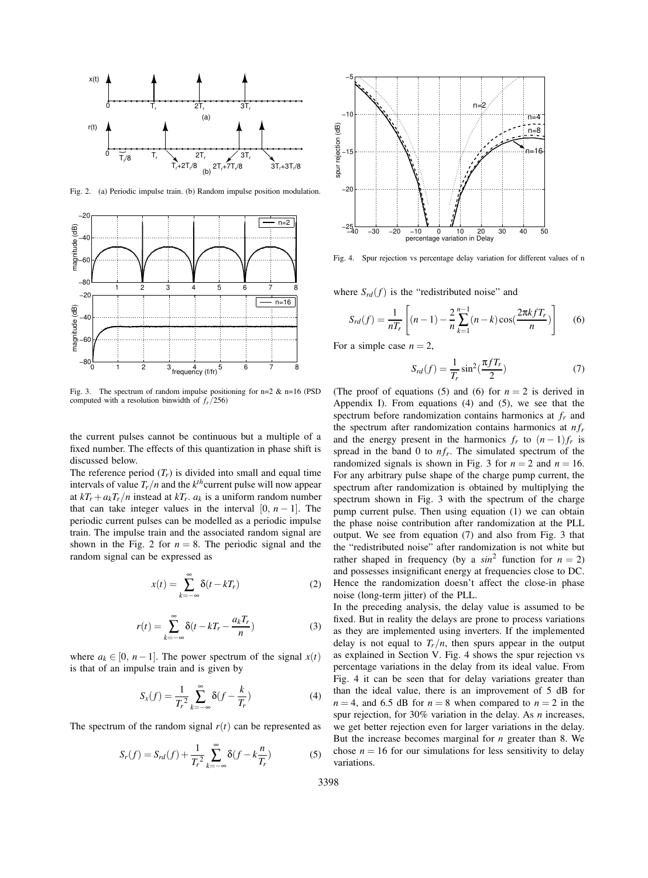Fig. 2. (a) Periodic impulse train. (b) Random impulse position modulation.

Fig. 3. The spectrum of random impulse positioning for n=2 & n=16 (PSD computed with a resolution binwidth of $f_r/256$)

the current pulses cannot be continuous but a multiple of a fixed number. The effects of this quantization in phase shift is discussed below.

The reference period ($T_r$) is divided into small and equal time intervals of value $T_r/n$ and the $k^{th}$ current pulse will now appear at $kT_r + a_k T_r/n$ instead at $kT_r$. $a_k$ is a uniform random number that can take integer values in the interval $[0, n-1]$. The periodic current pulses can be modelled as a periodic impulse train. The impulse train and the associated random signal are shown in the Fig. 2 for $n = 8$. The periodic signal and the random signal can be expressed as

$$x(t) = \sum_{k=-\infty}^{\infty} \delta(t - kT_r) \quad (2)$$

$$r(t) = \sum_{k=-\infty}^{\infty} \delta(t - kT_r - \frac{a_k T_r}{n}) \quad (3)$$

where $a_k \in [0, n-1]$. The power spectrum of the signal $x(t)$ is that of an impulse train and is given by

$$S_x(f) = \frac{1}{T_r^2} \sum_{k=-\infty}^{\infty} \delta(f - \frac{k}{T_r}) \quad (4)$$

The spectrum of the random signal $r(t)$ can be represented as

$$S_r(f) = S_{rd}(f) + \frac{1}{T_r^2} \sum_{k=-\infty}^{\infty} \delta(f - k\frac{n}{T_r}) \quad (5)$$

Fig. 4. Spur rejection vs percentage delay variation for different values of n

where $S_{rd}(f)$ is the "redistributed noise" and

$$S_{rd}(f) = \frac{1}{nT_r} \left[ (n-1) - \frac{2}{n} \sum_{k=1}^{n-1} (n-k) \cos(\frac{2\pi k f T_r}{n}) \right] \quad (6)$$

For a simple case $n = 2$,

$$S_{rd}(f) = \frac{1}{T_r} \sin^2(\frac{\pi f T_r}{2}) \quad (7)$$

(The proof of equations (5) and (6) for $n = 2$ is derived in Appendix I). From equations (4) and (5), we see that the spectrum before randomization contains harmonics at $f_r$ and the spectrum after randomization contains harmonics at $nf_r$ and the energy present in the harmonics $f_r$ to $(n-1)f_r$ is spread in the band 0 to $nf_r$. The simulated spectrum of the randomized signals is shown in Fig. 3 for $n = 2$ and $n = 16$. For any arbitrary pulse shape of the charge pump current, the spectrum after randomization is obtained by multiplying the spectrum shown in Fig. 3 with the spectrum of the charge pump current pulse. Then using equation (1) we can obtain the phase noise contribution after randomization at the PLL output. We see from equation (7) and also from Fig. 3 that the "redistributed noise" after randomization is not white but rather shaped in frequency (by a $sin^2$ function for $n = 2$) and possesses insignificant energy at frequencies close to DC. Hence the randomization doesn't affect the close-in phase noise (long-term jitter) of the PLL.

In the preceding analysis, the delay value is assumed to be fixed. But in reality the delays are prone to process variations as they are implemented using inverters. If the implemented delay is not equal to $T_r/n$, then spurs appear in the output as explained in Section V. Fig. 4 shows the spur rejection vs percentage variations in the delay from its ideal value. From Fig. 4 it can be seen that for delay variations greater than than the ideal value, there is an improvement of 5 dB for $n = 4$, and 6.5 dB for $n = 8$ when compared to $n = 2$ in the spur rejection, for 30% variation in the delay. As $n$ increases, we get better rejection even for larger variations in the delay. But the increase becomes marginal for $n$ greater than 8. We chose $n = 16$ for our simulations for less sensitivity to delay variations.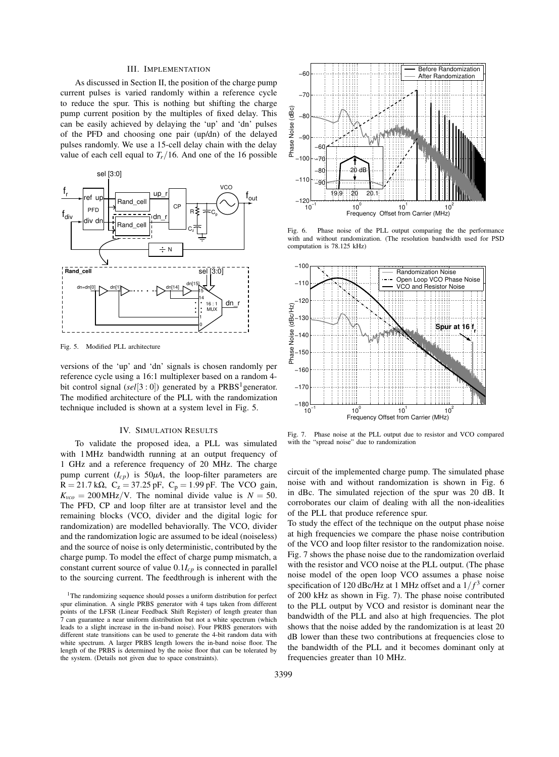## III. Implementation

As discussed in Section II, the position of the charge pump current pulses is varied randomly within a reference cycle to reduce the spur. This is nothing but shifting the charge pump current position by the multiples of fixed delay. This can be easily achieved by delaying the 'up' and 'dn' pulses of the PFD and choosing one pair (up/dn) of the delayed pulses randomly. We use a 15-cell delay chain with the delay value of each cell equal to $T_r/16$. And one of the 16 possible versions of the 'up' and 'dn' signals is chosen randomly per reference cycle using a 16:1 multiplexer based on a random 4-bit control signal ($sel[3:0]$) generated by a PRBS[1] generator. The modified architecture of the PLL with the randomization technique included is shown at a system level in Fig. 5.

Fig. 5. Modified PLL architecture

## IV. Simulation Results

To validate the proposed idea, a PLL was simulated with 1 MHz bandwidth running at an output frequency of 1 GHz and a reference frequency of 20 MHz. The charge pump current ($I_{cp}$) is $50\mu A$, the loop-filter parameters are $R = 21.7\,k\Omega$, $C_z = 37.25\,pF$, $C_p = 1.99\,pF$. The VCO gain, $K_{vco} = 200\,MHz/V$. The nominal divide value is $N = 50$. The PFD, CP and loop filter are at transistor level and the remaining blocks (VCO, divider and the digital logic for randomization) are modelled behaviorally. The VCO, divider and the randomization logic are assumed to be ideal (noiseless) and the source of noise is only deterministic, contributed by the charge pump. To model the effect of charge pump mismatch, a constant current source of value $0.1I_{cp}$ is connected in parallel to the sourcing current. The feedthrough is inherent with the circuit of the implemented charge pump. The simulated phase noise with and without randomization is shown in Fig. 6 in dBc. The simulated rejection of the spur was 20 dB. It corroborates our claim of dealing with all the non-idealities of the PLL that produce reference spur.

To study the effect of the technique on the output phase noise at high frequencies we compare the phase noise contribution of the VCO and loop filter resistor to the randomization noise. Fig. 7 shows the phase noise due to the randomization overlaid with the resistor and VCO noise at the PLL output. (The phase noise model of the open loop VCO assumes a phase noise specification of 120 dBc/Hz at 1 MHz offset and a $1/f^3$ corner of 200 kHz as shown in Fig. 7). The phase noise contributed to the PLL output by VCO and resistor is dominant near the bandwidth of the PLL and also at high frequencies. The plot shows that the noise added by the randomization is at least 20 dB lower than these two contributions at frequencies close to the bandwidth of the PLL and it becomes dominant only at frequencies greater than 10 MHz.

Fig. 6. Phase noise of the PLL output comparing the the performance with and without randomization. (The resolution bandwidth used for PSD computation is 78.125 kHz)

Fig. 7. Phase noise at the PLL output due to resistor and VCO compared with the "spread noise" due to randomization

[1] The randomizing sequence should posses a uniform distribution for perfect spur elimination. A single PRBS generator with 4 taps taken from different points of the LFSR (Linear Feedback Shift Register) of length greater than 7 can guarantee a near uniform distribution but not a white spectrum (which leads to a slight increase in the in-band noise). Four PRBS generators with different state transitions can be used to generate the 4-bit random data with white spectrum. A larger PRBS length lowers the in-band noise floor. The length of the PRBS is determined by the noise floor that can be tolerated by the system. (Details not given due to space constraints).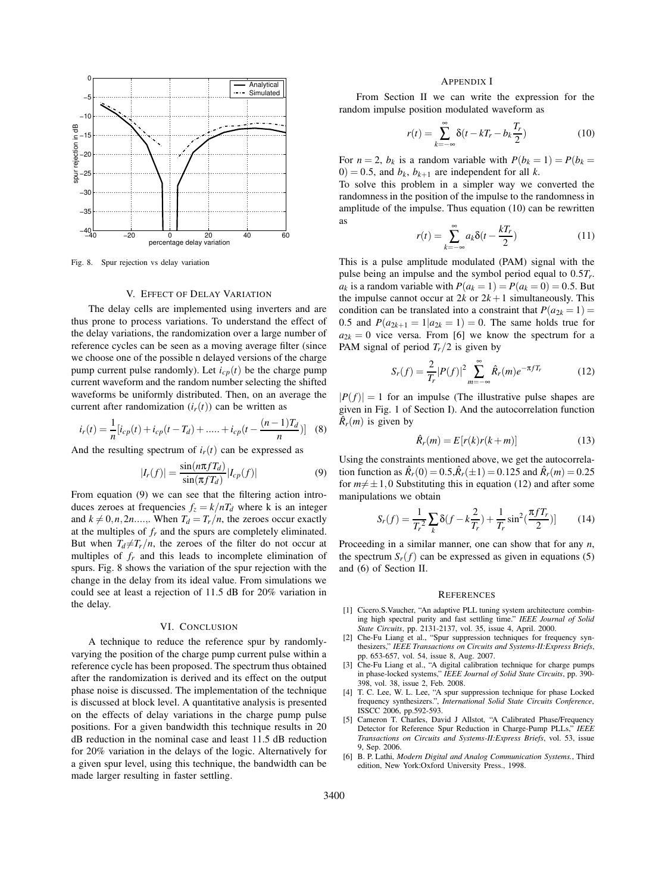0
−5
−10
−15
−20
−25
−30
−35
−40
−40 −20 0 20 40 60
spur rejection in dB
percentage delay variation
Analytical
Simulated

Fig. 8. Spur rejection vs delay variation

## V. Effect of Delay Variation

The delay cells are implemented using inverters and are thus prone to process variations. To understand the effect of the delay variations, the randomization over a large number of reference cycles can be seen as a moving average filter (since we choose one of the possible n delayed versions of the charge pump current pulse randomly). Let $i_{cp}(t)$ be the charge pump current waveform and the random number selecting the shifted waveforms be uniformly distributed. Then, on an average the current after randomization ($i_r(t)$) can be written as

$$i_r(t) = \frac{1}{n}[i_{cp}(t) + i_{cp}(t - T_d) + ..... + i_{cp}(t - \frac{(n-1)T_d}{n})] \quad (8)$$

And the resulting spectrum of $i_r(t)$ can be expressed as

$$|I_r(f)| = \frac{\sin(n\pi f T_d)}{\sin(\pi f T_d)}|I_{cp}(f)| \quad (9)$$

From equation (9) we can see that the filtering action introduces zeroes at frequencies $f_z = k/nT_d$ where k is an integer and $k \neq 0, n, 2n.....$. When $T_d = T_r/n$, the zeroes occur exactly at the multiples of $f_r$ and the spurs are completely eliminated. But when $T_d \neq T_r/n$, the zeroes of the filter do not occur at multiples of $f_r$ and this leads to incomplete elimination of spurs. Fig. 8 shows the variation of the spur rejection with the change in the delay from its ideal value. From simulations we could see at least a rejection of 11.5 dB for 20% variation in the delay.

## VI. Conclusion

A technique to reduce the reference spur by randomly-varying the position of the charge pump current pulse within a reference cycle has been proposed. The spectrum thus obtained after the randomization is derived and its effect on the output phase noise is discussed. The implementation of the technique is discussed at block level. A quantitative analysis is presented on the effects of delay variations in the charge pump pulse positions. For a given bandwidth this technique results in 20 dB reduction in the nominal case and least 11.5 dB reduction for 20% variation in the delays of the logic. Alternatively for a given spur level, using this technique, the bandwidth can be made larger resulting in faster settling.

## Appendix I

From Section II we can write the expression for the random impulse position modulated waveform as

$$r(t) = \sum_{k=-\infty}^{\infty} \delta(t - kT_r - b_k \frac{T_r}{2}) \quad (10)$$

For $n = 2$, $b_k$ is a random variable with $P(b_k = 1) = P(b_k = 0) = 0.5$, and $b_k$, $b_{k+1}$ are independent for all $k$.
To solve this problem in a simpler way we converted the randomness in the position of the impulse to the randomness in amplitude of the impulse. Thus equation (10) can be rewritten as

$$r(t) = \sum_{k=-\infty}^{\infty} a_k \delta(t - \frac{kT_r}{2}) \quad (11)$$

This is a pulse amplitude modulated (PAM) signal with the pulse being an impulse and the symbol period equal to $0.5T_r$. $a_k$ is a random variable with $P(a_k = 1) = P(a_k = 0) = 0.5$. But the impulse cannot occur at $2k$ or $2k+1$ simultaneously. This condition can be translated into a constraint that $P(a_{2k} = 1) = 0.5$ and $P(a_{2k+1} = 1 | a_{2k} = 1) = 0$. The same holds true for $a_{2k} = 0$ vice versa. From [6] we know the spectrum for a PAM signal of period $T_r/2$ is given by

$$S_r(f) = \frac{2}{T_r}|P(f)|^2 \sum_{m=-\infty}^{\infty} \hat{R}_r(m) e^{-\pi f T_r} \quad (12)$$

$|P(f)| = 1$ for an impulse (The illustrative pulse shapes are given in Fig. 1 of Section I). And the autocorrelation function $\hat{R}_r(m)$ is given by

$$\hat{R}_r(m) = E[r(k)r(k+m)] \quad (13)$$

Using the constraints mentioned above, we get the autocorrelation function as $\hat{R}_r(0) = 0.5, \hat{R}_r(\pm 1) = 0.125$ and $\hat{R}_r(m) = 0.25$ for $m \neq \pm 1, 0$ Substituting this in equation (12) and after some manipulations we obtain

$$S_r(f) = \frac{1}{T_r^2} \sum_k \delta(f - k\frac{2}{T_r}) + \frac{1}{T_r} \sin^2(\frac{\pi f T_r}{2})] \quad (14)$$

Proceeding in a similar manner, one can show that for any $n$, the spectrum $S_r(f)$ can be expressed as given in equations (5) and (6) of Section II.

## References

[1] Cicero.S.Vaucher, "An adaptive PLL tuning system architecture combining high spectral purity and fast settling time." *IEEE Journal of Solid State Circuits*, pp. 2131-2137, vol. 35, issue 4, April. 2000.

[2] Che-Fu Liang et al., "Spur suppression techniques for frequency synthesizers," *IEEE Transactions on Circuits and Systems-II:Express Briefs*, pp. 653-657, vol. 54, issue 8, Aug. 2007.

[3] Che-Fu Liang et al., "A digital calibration technique for charge pumps in phase-locked systems," *IEEE Journal of Solid State Circuits*, pp. 390-398, vol. 38, issue 2, Feb. 2008.

[4] T. C. Lee, W. L. Lee, "A spur suppression technique for phase Locked frequency synthesizers.", *International Solid State Circuits Conference*, ISSCC 2006, pp.592-593.

[5] Cameron T. Charles, David J Allstot, "A Calibrated Phase/Frequency Detector for Reference Spur Reduction in Charge-Pump PLLs," *IEEE Transactions on Circuits and Systems-II:Express Briefs*, vol. 53, issue 9, Sep. 2006.

[6] B. P. Lathi, *Modern Digital and Analog Communication Systems.*, Third edition, New York:Oxford University Press., 1998.